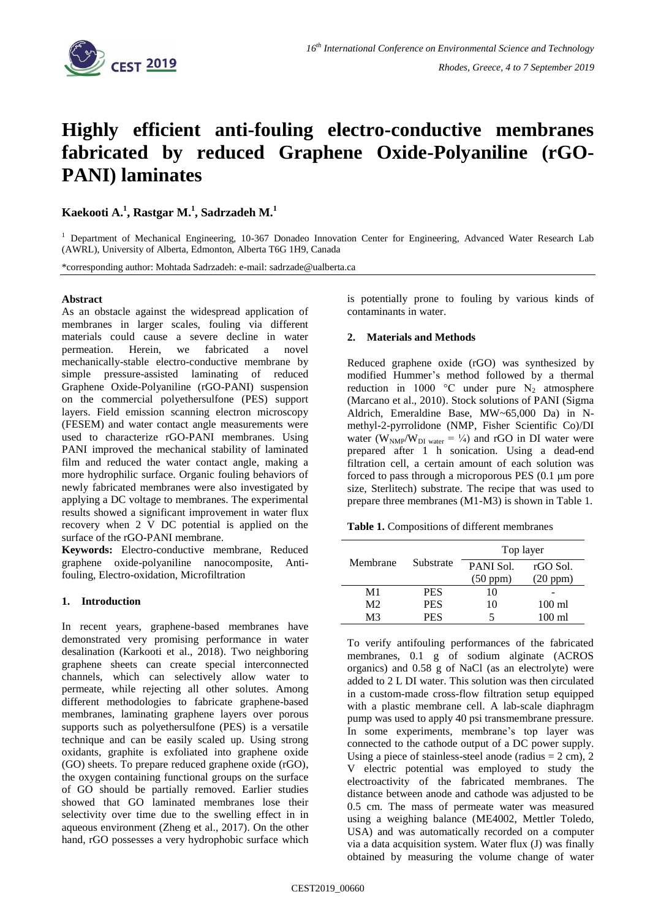# Highly efficient anti-fouling electro-conductive membranes fabricated by reduced Graphene Oxide-Polyaniline (rGO-PANI) laminates

**Kaekooti A.[1], Rastgar M.[1], Sadrzadeh M.[1]**

[1] Department of Mechanical Engineering, 10-367 Donadeo Innovation Center for Engineering, Advanced Water Research Lab (AWRL), University of Alberta, Edmonton, Alberta T6G 1H9, Canada

*corresponding author: Mohtada Sadrzadeh: e-mail: sadrzade@ualberta.ca

## Abstract

As an obstacle against the widespread application of membranes in larger scales, fouling via different materials could cause a severe decline in water permeation. Herein, we fabricated a novel mechanically-stable electro-conductive membrane by simple pressure-assisted laminating of reduced Graphene Oxide-Polyaniline (rGO-PANI) suspension on the commercial polyethersulfone (PES) support layers. Field emission scanning electron microscopy (FESEM) and water contact angle measurements were used to characterize rGO-PANI membranes. Using PANI improved the mechanical stability of laminated film and reduced the water contact angle, making a more hydrophilic surface. Organic fouling behaviors of newly fabricated membranes were also investigated by applying a DC voltage to membranes. The experimental results showed a significant improvement in water flux recovery when 2 V DC potential is applied on the surface of the rGO-PANI membrane.

**Keywords:** Electro-conductive membrane, Reduced graphene oxide-polyaniline nanocomposite, Anti-fouling, Electro-oxidation, Microfiltration

## 1. Introduction

In recent years, graphene-based membranes have demonstrated very promising performance in water desalination (Karkooti et al., 2018). Two neighboring graphene sheets can create special interconnected channels, which can selectively allow water to permeate, while rejecting all other solutes. Among different methodologies to fabricate graphene-based membranes, laminating graphene layers over porous supports such as polyethersulfone (PES) is a versatile technique and can be easily scaled up. Using strong oxidants, graphite is exfoliated into graphene oxide (GO) sheets. To prepare reduced graphene oxide (rGO), the oxygen containing functional groups on the surface of GO should be partially removed. Earlier studies showed that GO laminated membranes lose their selectivity over time due to the swelling effect in in aqueous environment (Zheng et al., 2017). On the other hand, rGO possesses a very hydrophobic surface which is potentially prone to fouling by various kinds of contaminants in water.

## 2. Materials and Methods

Reduced graphene oxide (rGO) was synthesized by modified Hummer's method followed by a thermal reduction in 1000 °C under pure $N_2$ atmosphere (Marcano et al., 2010). Stock solutions of PANI (Sigma Aldrich, Emeraldine Base, MW~65,000 Da) in N-methyl-2-pyrrolidone (NMP, Fisher Scientific Co)/DI water ($W_{NMP}/W_{DI\ water} = ¼$) and rGO in DI water were prepared after 1 h sonication. Using a dead-end filtration cell, a certain amount of each solution was forced to pass through a microporous PES (0.1 µm pore size, Sterlitech) substrate. The recipe that was used to prepare three membranes (M1-M3) is shown in Table 1.

**Table 1.** Compositions of different membranes

| Membrane | Substrate | Top layer | |
|---|---|---|---|
| | | PANI Sol. (50 ppm) | rGO Sol. (20 ppm) |
| M1 | PES | 10 | - |
| M2 | PES | 10 | 100 ml |
| M3 | PES | 5 | 100 ml |

To verify antifouling performances of the fabricated membranes, 0.1 g of sodium alginate (ACROS organics) and 0.58 g of NaCl (as an electrolyte) were added to 2 L DI water. This solution was then circulated in a custom-made cross-flow filtration setup equipped with a plastic membrane cell. A lab-scale diaphragm pump was used to apply 40 psi transmembrane pressure. In some experiments, membrane's top layer was connected to the cathode output of a DC power supply. Using a piece of stainless-steel anode (radius = 2 cm), 2 V electric potential was employed to study the electroactivity of the fabricated membranes. The distance between anode and cathode was adjusted to be 0.5 cm. The mass of permeate water was measured using a weighing balance (ME4002, Mettler Toledo, USA) and was automatically recorded on a computer via a data acquisition system. Water flux (J) was finally obtained by measuring the volume change of water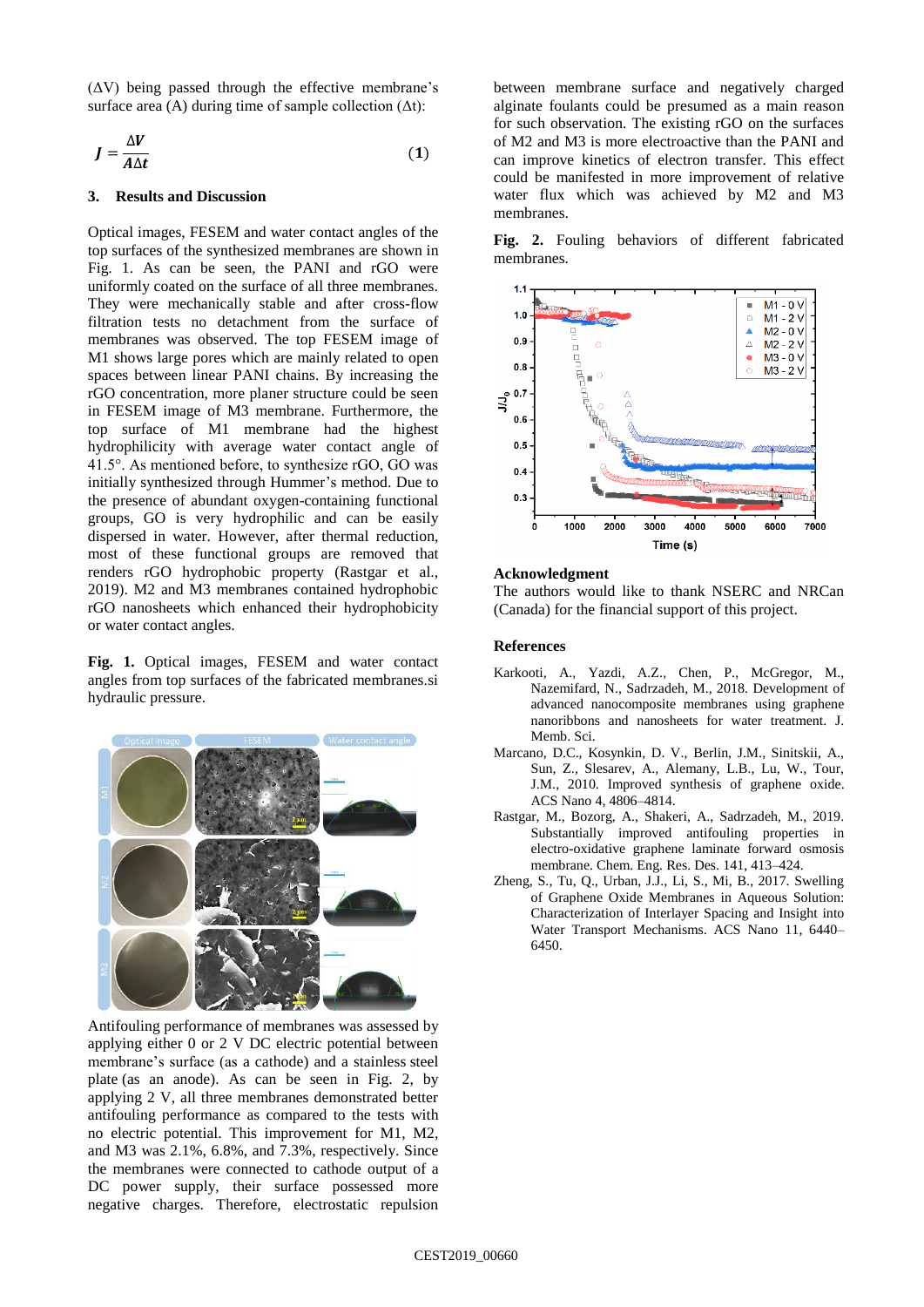(ΔV) being passed through the effective membrane's surface area (A) during time of sample collection (Δt):

$$J = \frac{\Delta V}{A\Delta t} \quad (1)$$

## 3. Results and Discussion

Optical images, FESEM and water contact angles of the top surfaces of the synthesized membranes are shown in Fig. 1. As can be seen, the PANI and rGO were uniformly coated on the surface of all three membranes. They were mechanically stable and after cross-flow filtration tests no detachment from the surface of membranes was observed. The top FESEM image of M1 shows large pores which are mainly related to open spaces between linear PANI chains. By increasing the rGO concentration, more planer structure could be seen in FESEM image of M3 membrane. Furthermore, the top surface of M1 membrane had the highest hydrophilicity with average water contact angle of 41.5°. As mentioned before, to synthesize rGO, GO was initially synthesized through Hummer's method. Due to the presence of abundant oxygen-containing functional groups, GO is very hydrophilic and can be easily dispersed in water. However, after thermal reduction, most of these functional groups are removed that renders rGO hydrophobic property (Rastgar et al., 2019). M2 and M3 membranes contained hydrophobic rGO nanosheets which enhanced their hydrophobicity or water contact angles.

**Fig. 1.** Optical images, FESEM and water contact angles from top surfaces of the fabricated membranes.si hydraulic pressure.

Optical image
FESEM
Water contact angle
M1
M2
M3
2 μm
2 μm
2 μm

Antifouling performance of membranes was assessed by applying either 0 or 2 V DC electric potential between membrane's surface (as a cathode) and a stainless steel plate (as an anode). As can be seen in Fig. 2, by applying 2 V, all three membranes demonstrated better antifouling performance as compared to the tests with no electric potential. This improvement for M1, M2, and M3 was 2.1%, 6.8%, and 7.3%, respectively. Since the membranes were connected to cathode output of a DC power supply, their surface possessed more negative charges. Therefore, electrostatic repulsion between membrane surface and negatively charged alginate foulants could be presumed as a main reason for such observation. The existing rGO on the surfaces of M2 and M3 is more electroactive than the PANI and can improve kinetics of electron transfer. This effect could be manifested in more improvement of relative water flux which was achieved by M2 and M3 membranes.

**Fig. 2.** Fouling behaviors of different fabricated membranes.

$J/J_0$
1.1
1.0
0.9
0.8
0.7
0.6
0.5
0.4
0.3
0
1000
2000
3000
4000
5000
6000
7000
Time (s)
M1 - 0 V
M1 - 2 V
M2 - 0 V
M2 - 2 V
M3 - 0 V
M3 - 2 V

## Acknowledgment

The authors would like to thank NSERC and NRCan (Canada) for the financial support of this project.

## References

Karkooti, A., Yazdi, A.Z., Chen, P., McGregor, M., Nazemifard, N., Sadrzadeh, M., 2018. Development of advanced nanocomposite membranes using graphene nanoribbons and nanosheets for water treatment. J. Memb. Sci.

Marcano, D.C., Kosynkin, D. V., Berlin, J.M., Sinitskii, A., Sun, Z., Slesarev, A., Alemany, L.B., Lu, W., Tour, J.M., 2010. Improved synthesis of graphene oxide. ACS Nano 4, 4806–4814.

Rastgar, M., Bozorg, A., Shakeri, A., Sadrzadeh, M., 2019. Substantially improved antifouling properties in electro-oxidative graphene laminate forward osmosis membrane. Chem. Eng. Res. Des. 141, 413–424.

Zheng, S., Tu, Q., Urban, J.J., Li, S., Mi, B., 2017. Swelling of Graphene Oxide Membranes in Aqueous Solution: Characterization of Interlayer Spacing and Insight into Water Transport Mechanisms. ACS Nano 11, 6440–6450.